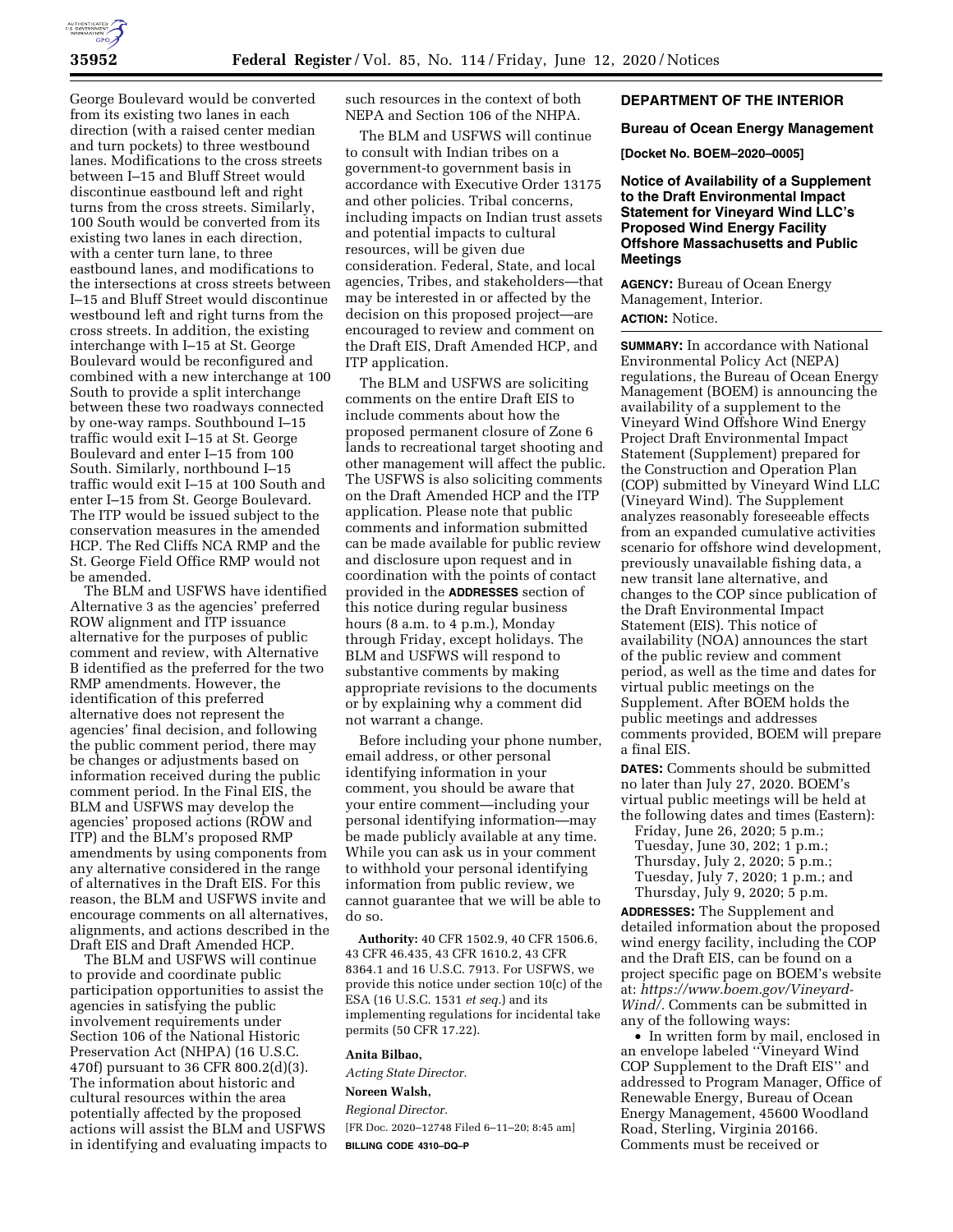George Boulevard would be converted from its existing two lanes in each direction (with a raised center median and turn pockets) to three westbound lanes. Modifications to the cross streets between I–15 and Bluff Street would discontinue eastbound left and right turns from the cross streets. Similarly, 100 South would be converted from its existing two lanes in each direction, with a center turn lane, to three eastbound lanes, and modifications to the intersections at cross streets between I–15 and Bluff Street would discontinue westbound left and right turns from the cross streets. In addition, the existing interchange with I–15 at St. George Boulevard would be reconfigured and combined with a new interchange at 100 South to provide a split interchange between these two roadways connected by one-way ramps. Southbound I–15 traffic would exit I–15 at St. George Boulevard and enter I–15 from 100 South. Similarly, northbound I–15 traffic would exit I–15 at 100 South and enter I–15 from St. George Boulevard. The ITP would be issued subject to the conservation measures in the amended HCP. The Red Cliffs NCA RMP and the St. George Field Office RMP would not be amended.

The BLM and USFWS have identified Alternative 3 as the agencies' preferred ROW alignment and ITP issuance alternative for the purposes of public comment and review, with Alternative B identified as the preferred for the two RMP amendments. However, the identification of this preferred alternative does not represent the agencies' final decision, and following the public comment period, there may be changes or adjustments based on information received during the public comment period. In the Final EIS, the BLM and USFWS may develop the agencies' proposed actions (ROW and ITP) and the BLM's proposed RMP amendments by using components from any alternative considered in the range of alternatives in the Draft EIS. For this reason, the BLM and USFWS invite and encourage comments on all alternatives, alignments, and actions described in the Draft EIS and Draft Amended HCP.

The BLM and USFWS will continue to provide and coordinate public participation opportunities to assist the agencies in satisfying the public involvement requirements under Section 106 of the National Historic Preservation Act (NHPA) (16 U.S.C. 470f) pursuant to 36 CFR 800.2(d)(3). The information about historic and cultural resources within the area potentially affected by the proposed actions will assist the BLM and USFWS in identifying and evaluating impacts to such resources in the context of both NEPA and Section 106 of the NHPA.

The BLM and USFWS will continue to consult with Indian tribes on a government-to government basis in accordance with Executive Order 13175 and other policies. Tribal concerns, including impacts on Indian trust assets and potential impacts to cultural resources, will be given due consideration. Federal, State, and local agencies, Tribes, and stakeholders—that may be interested in or affected by the decision on this proposed project—are encouraged to review and comment on the Draft EIS, Draft Amended HCP, and ITP application.

The BLM and USFWS are soliciting comments on the entire Draft EIS to include comments about how the proposed permanent closure of Zone 6 lands to recreational target shooting and other management will affect the public. The USFWS is also soliciting comments on the Draft Amended HCP and the ITP application. Please note that public comments and information submitted can be made available for public review and disclosure upon request and in coordination with the points of contact provided in the **ADDRESSES** section of this notice during regular business hours (8 a.m. to 4 p.m.), Monday through Friday, except holidays. The BLM and USFWS will respond to substantive comments by making appropriate revisions to the documents or by explaining why a comment did not warrant a change.

Before including your phone number, email address, or other personal identifying information in your comment, you should be aware that your entire comment—including your personal identifying information—may be made publicly available at any time. While you can ask us in your comment to withhold your personal identifying information from public review, we cannot guarantee that we will be able to do so.

**Authority:** 40 CFR 1502.9, 40 CFR 1506.6, 43 CFR 46.435, 43 CFR 1610.2, 43 CFR 8364.1 and 16 U.S.C. 7913. For USFWS, we provide this notice under section 10(c) of the ESA (16 U.S.C. 1531 *et seq.*) and its implementing regulations for incidental take permits (50 CFR 17.22).

**Anita Bilbao,**

*Acting State Director.*

**Noreen Walsh,**

*Regional Director.*

[FR Doc. 2020–12748 Filed 6–11–20; 8:45 am]

**BILLING CODE 4310–DQ–P**

## DEPARTMENT OF THE INTERIOR

### Bureau of Ocean Energy Management

**[Docket No. BOEM–2020–0005]**

### Notice of Availability of a Supplement to the Draft Environmental Impact Statement for Vineyard Wind LLC's Proposed Wind Energy Facility Offshore Massachusetts and Public Meetings

**AGENCY:** Bureau of Ocean Energy Management, Interior.

**ACTION:** Notice.

**SUMMARY:** In accordance with National Environmental Policy Act (NEPA) regulations, the Bureau of Ocean Energy Management (BOEM) is announcing the availability of a supplement to the Vineyard Wind Offshore Wind Energy Project Draft Environmental Impact Statement (Supplement) prepared for the Construction and Operation Plan (COP) submitted by Vineyard Wind LLC (Vineyard Wind). The Supplement analyzes reasonably foreseeable effects from an expanded cumulative activities scenario for offshore wind development, previously unavailable fishing data, a new transit lane alternative, and changes to the COP since publication of the Draft Environmental Impact Statement (EIS). This notice of availability (NOA) announces the start of the public review and comment period, as well as the time and dates for virtual public meetings on the Supplement. After BOEM holds the public meetings and addresses comments provided, BOEM will prepare a final EIS.

**DATES:** Comments should be submitted no later than July 27, 2020. BOEM's virtual public meetings will be held at the following dates and times (Eastern):

Friday, June 26, 2020; 5 p.m.;
Tuesday, June 30, 202; 1 p.m.;
Thursday, July 2, 2020; 5 p.m.;
Tuesday, July 7, 2020; 1 p.m.; and
Thursday, July 9, 2020; 5 p.m.

**ADDRESSES:** The Supplement and detailed information about the proposed wind energy facility, including the COP and the Draft EIS, can be found on a project specific page on BOEM's website at: *https://www.boem.gov/Vineyard-Wind/*. Comments can be submitted in any of the following ways:

- In written form by mail, enclosed in an envelope labeled "Vineyard Wind COP Supplement to the Draft EIS" and addressed to Program Manager, Office of Renewable Energy, Bureau of Ocean Energy Management, 45600 Woodland Road, Sterling, Virginia 20166. Comments must be received or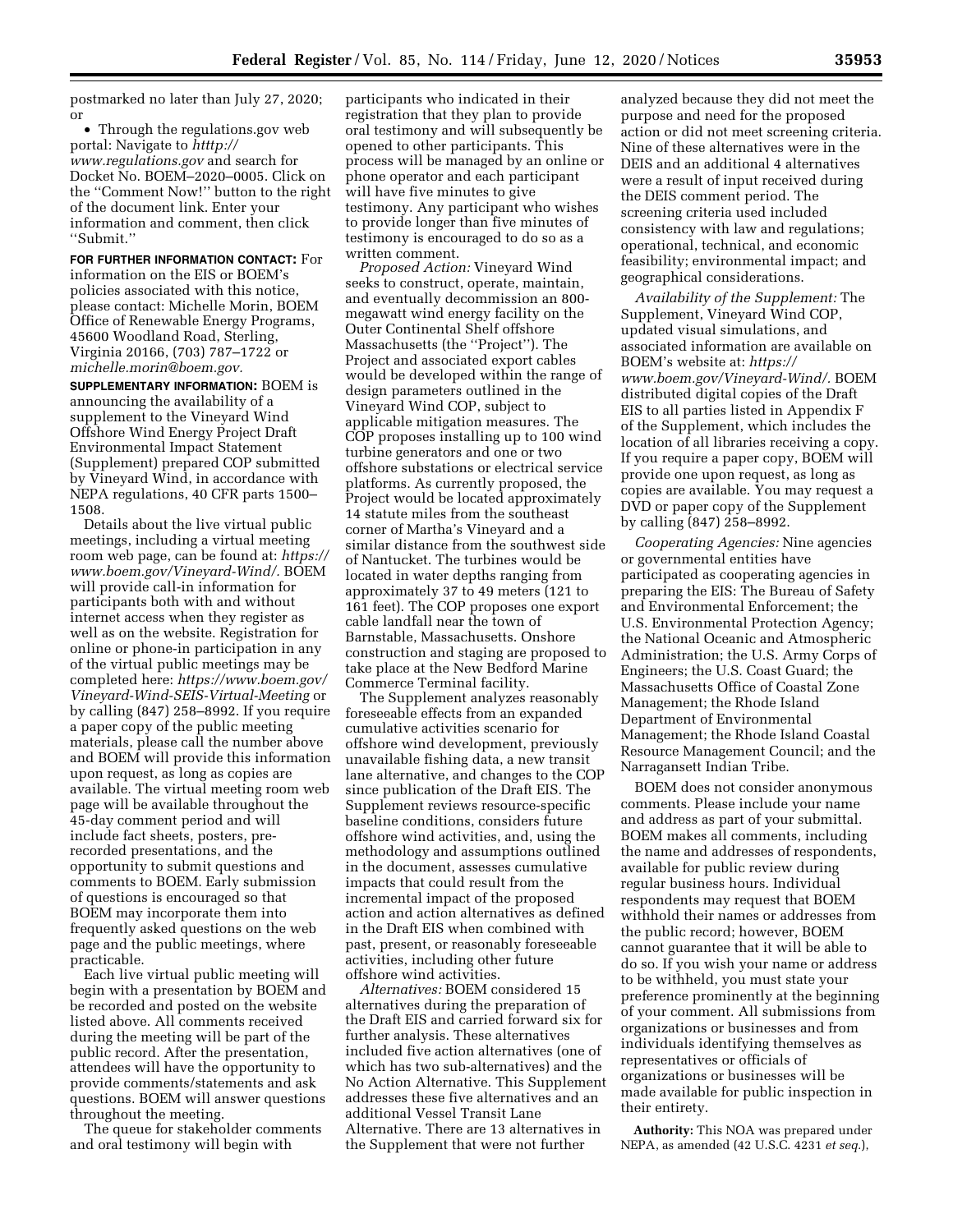postmarked no later than July 27, 2020; or

- Through the regulations.gov web portal: Navigate to *htttp://www.regulations.gov* and search for Docket No. BOEM–2020–0005. Click on the ''Comment Now!'' button to the right of the document link. Enter your information and comment, then click ''Submit.''

**FOR FURTHER INFORMATION CONTACT:** For information on the EIS or BOEM's policies associated with this notice, please contact: Michelle Morin, BOEM Office of Renewable Energy Programs, 45600 Woodland Road, Sterling, Virginia 20166, (703) 787–1722 or *michelle.morin@boem.gov.*

**SUPPLEMENTARY INFORMATION:** BOEM is announcing the availability of a supplement to the Vineyard Wind Offshore Wind Energy Project Draft Environmental Impact Statement (Supplement) prepared COP submitted by Vineyard Wind, in accordance with NEPA regulations, 40 CFR parts 1500–1508.

Details about the live virtual public meetings, including a virtual meeting room web page, can be found at: *https://www.boem.gov/Vineyard-Wind/.* BOEM will provide call-in information for participants both with and without internet access when they register as well as on the website. Registration for online or phone-in participation in any of the virtual public meetings may be completed here: *https://www.boem.gov/Vineyard-Wind-SEIS-Virtual-Meeting* or by calling (847) 258–8992. If you require a paper copy of the public meeting materials, please call the number above and BOEM will provide this information upon request, as long as copies are available. The virtual meeting room web page will be available throughout the 45-day comment period and will include fact sheets, posters, pre-recorded presentations, and the opportunity to submit questions and comments to BOEM. Early submission of questions is encouraged so that BOEM may incorporate them into frequently asked questions on the web page and the public meetings, where practicable.

Each live virtual public meeting will begin with a presentation by BOEM and be recorded and posted on the website listed above. All comments received during the meeting will be part of the public record. After the presentation, attendees will have the opportunity to provide comments/statements and ask questions. BOEM will answer questions throughout the meeting.

The queue for stakeholder comments and oral testimony will begin with participants who indicated in their registration that they plan to provide oral testimony and will subsequently be opened to other participants. This process will be managed by an online or phone operator and each participant will have five minutes to give testimony. Any participant who wishes to provide longer than five minutes of testimony is encouraged to do so as a written comment.

*Proposed Action:* Vineyard Wind seeks to construct, operate, maintain, and eventually decommission an 800-megawatt wind energy facility on the Outer Continental Shelf offshore Massachusetts (the ''Project''). The Project and associated export cables would be developed within the range of design parameters outlined in the Vineyard Wind COP, subject to applicable mitigation measures. The COP proposes installing up to 100 wind turbine generators and one or two offshore substations or electrical service platforms. As currently proposed, the Project would be located approximately 14 statute miles from the southeast corner of Martha's Vineyard and a similar distance from the southwest side of Nantucket. The turbines would be located in water depths ranging from approximately 37 to 49 meters (121 to 161 feet). The COP proposes one export cable landfall near the town of Barnstable, Massachusetts. Onshore construction and staging are proposed to take place at the New Bedford Marine Commerce Terminal facility.

The Supplement analyzes reasonably foreseeable effects from an expanded cumulative activities scenario for offshore wind development, previously unavailable fishing data, a new transit lane alternative, and changes to the COP since publication of the Draft EIS. The Supplement reviews resource-specific baseline conditions, considers future offshore wind activities, and, using the methodology and assumptions outlined in the document, assesses cumulative impacts that could result from the incremental impact of the proposed action and action alternatives as defined in the Draft EIS when combined with past, present, or reasonably foreseeable activities, including other future offshore wind activities.

*Alternatives:* BOEM considered 15 alternatives during the preparation of the Draft EIS and carried forward six for further analysis. These alternatives included five action alternatives (one of which has two sub-alternatives) and the No Action Alternative. This Supplement addresses these five alternatives and an additional Vessel Transit Lane Alternative. There are 13 alternatives in the Supplement that were not further analyzed because they did not meet the purpose and need for the proposed action or did not meet screening criteria. Nine of these alternatives were in the DEIS and an additional 4 alternatives were a result of input received during the DEIS comment period. The screening criteria used included consistency with law and regulations; operational, technical, and economic feasibility; environmental impact; and geographical considerations.

*Availability of the Supplement:* The Supplement, Vineyard Wind COP, updated visual simulations, and associated information are available on BOEM's website at: *https://www.boem.gov/Vineyard-Wind/.* BOEM distributed digital copies of the Draft EIS to all parties listed in Appendix F of the Supplement, which includes the location of all libraries receiving a copy. If you require a paper copy, BOEM will provide one upon request, as long as copies are available. You may request a DVD or paper copy of the Supplement by calling (847) 258–8992.

*Cooperating Agencies:* Nine agencies or governmental entities have participated as cooperating agencies in preparing the EIS: The Bureau of Safety and Environmental Enforcement; the U.S. Environmental Protection Agency; the National Oceanic and Atmospheric Administration; the U.S. Army Corps of Engineers; the U.S. Coast Guard; the Massachusetts Office of Coastal Zone Management; the Rhode Island Department of Environmental Management; the Rhode Island Coastal Resource Management Council; and the Narragansett Indian Tribe.

BOEM does not consider anonymous comments. Please include your name and address as part of your submittal. BOEM makes all comments, including the name and addresses of respondents, available for public review during regular business hours. Individual respondents may request that BOEM withhold their names or addresses from the public record; however, BOEM cannot guarantee that it will be able to do so. If you wish your name or address to be withheld, you must state your preference prominently at the beginning of your comment. All submissions from organizations or businesses and from individuals identifying themselves as representatives or officials of organizations or businesses will be made available for public inspection in their entirety.

**Authority:** This NOA was prepared under NEPA, as amended (42 U.S.C. 4231 *et seq.*),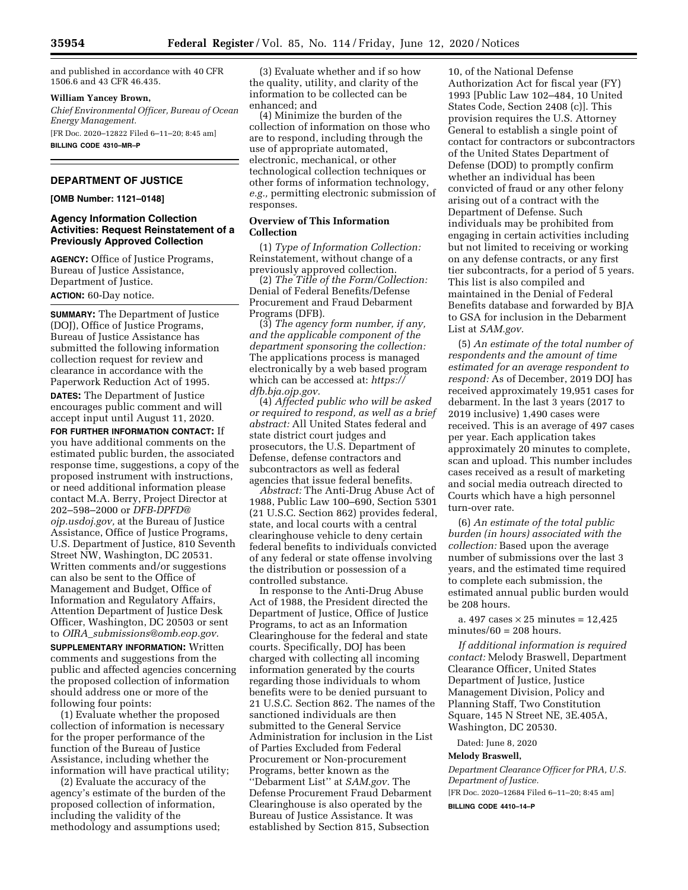and published in accordance with 40 CFR 1506.6 and 43 CFR 46.435.

**William Yancey Brown,**

*Chief Environmental Officer, Bureau of Ocean Energy Management.*

[FR Doc. 2020–12822 Filed 6–11–20; 8:45 am]

**BILLING CODE 4310–MR–P**

## DEPARTMENT OF JUSTICE

**[OMB Number: 1121–0148]**

## Agency Information Collection Activities: Request Reinstatement of a Previously Approved Collection

**AGENCY:** Office of Justice Programs, Bureau of Justice Assistance, Department of Justice.

**ACTION:** 60-Day notice.

**SUMMARY:** The Department of Justice (DOJ), Office of Justice Programs, Bureau of Justice Assistance has submitted the following information collection request for review and clearance in accordance with the Paperwork Reduction Act of 1995.

**DATES:** The Department of Justice encourages public comment and will accept input until August 11, 2020.

**FOR FURTHER INFORMATION CONTACT:** If you have additional comments on the estimated public burden, the associated response time, suggestions, a copy of the proposed instrument with instructions, or need additional information please contact M.A. Berry, Project Director at 202–598–2000 or *DFB-DPFD@ojp.usdoj.gov,* at the Bureau of Justice Assistance, Office of Justice Programs, U.S. Department of Justice, 810 Seventh Street NW, Washington, DC 20531. Written comments and/or suggestions can also be sent to the Office of Management and Budget, Office of Information and Regulatory Affairs, Attention Department of Justice Desk Officer, Washington, DC 20503 or sent to *OIRA_submissions@omb.eop.gov.*

**SUPPLEMENTARY INFORMATION:** Written comments and suggestions from the public and affected agencies concerning the proposed collection of information should address one or more of the following four points:

(1) Evaluate whether the proposed collection of information is necessary for the proper performance of the function of the Bureau of Justice Assistance, including whether the information will have practical utility;

(2) Evaluate the accuracy of the agency's estimate of the burden of the proposed collection of information, including the validity of the methodology and assumptions used;

(3) Evaluate whether and if so how the quality, utility, and clarity of the information to be collected can be enhanced; and

(4) Minimize the burden of the collection of information on those who are to respond, including through the use of appropriate automated, electronic, mechanical, or other technological collection techniques or other forms of information technology, *e.g.,* permitting electronic submission of responses.

### Overview of This Information Collection

(1) *Type of Information Collection:* Reinstatement, without change of a previously approved collection.

(2) *The Title of the Form/Collection:* Denial of Federal Benefits/Defense Procurement and Fraud Debarment Programs (DFB).

(3) *The agency form number, if any, and the applicable component of the department sponsoring the collection:* The applications process is managed electronically by a web based program which can be accessed at: *https://dfb.bja.ojp.gov.*

(4) *Affected public who will be asked or required to respond, as well as a brief abstract:* All United States federal and state district court judges and prosecutors, the U.S. Department of Defense, defense contractors and subcontractors as well as federal agencies that issue federal benefits.

*Abstract:* The Anti-Drug Abuse Act of 1988, Public Law 100–690, Section 5301 (21 U.S.C. Section 862) provides federal, state, and local courts with a central clearinghouse vehicle to deny certain federal benefits to individuals convicted of any federal or state offense involving the distribution or possession of a controlled substance.

In response to the Anti-Drug Abuse Act of 1988, the President directed the Department of Justice, Office of Justice Programs, to act as an Information Clearinghouse for the federal and state courts. Specifically, DOJ has been charged with collecting all incoming information generated by the courts regarding those individuals to whom benefits were to be denied pursuant to 21 U.S.C. Section 862. The names of the sanctioned individuals are then submitted to the General Service Administration for inclusion in the List of Parties Excluded from Federal Procurement or Non-procurement Programs, better known as the ''Debarment List'' at *SAM.gov.* The Defense Procurement Fraud Debarment Clearinghouse is also operated by the Bureau of Justice Assistance. It was established by Section 815, Subsection 10, of the National Defense Authorization Act for fiscal year (FY) 1993 [Public Law 102–484, 10 United States Code, Section 2408 (c)]. This provision requires the U.S. Attorney General to establish a single point of contact for contractors or subcontractors of the United States Department of Defense (DOD) to promptly confirm whether an individual has been convicted of fraud or any other felony arising out of a contract with the Department of Defense. Such individuals may be prohibited from engaging in certain activities including but not limited to receiving or working on any defense contracts, or any first tier subcontracts, for a period of 5 years. This list is also compiled and maintained in the Denial of Federal Benefits database and forwarded by BJA to GSA for inclusion in the Debarment List at *SAM.gov.*

(5) *An estimate of the total number of respondents and the amount of time estimated for an average respondent to respond:* As of December, 2019 DOJ has received approximately 19,951 cases for debarment. In the last 3 years (2017 to 2019 inclusive) 1,490 cases were received. This is an average of 497 cases per year. Each application takes approximately 20 minutes to complete, scan and upload. This number includes cases received as a result of marketing and social media outreach directed to Courts which have a high personnel turn-over rate.

(6) *An estimate of the total public burden (in hours) associated with the collection:* Based upon the average number of submissions over the last 3 years, and the estimated time required to complete each submission, the estimated annual public burden would be 208 hours.

a. 497 cases $\times$ 25 minutes = 12,425 minutes/60 = 208 hours.

*If additional information is required contact:* Melody Braswell, Department Clearance Officer, United States Department of Justice, Justice Management Division, Policy and Planning Staff, Two Constitution Square, 145 N Street NE, 3E.405A, Washington, DC 20530.

Dated: June 8, 2020

**Melody Braswell,**

*Department Clearance Officer for PRA, U.S. Department of Justice.*

[FR Doc. 2020–12684 Filed 6–11–20; 8:45 am]

**BILLING CODE 4410–14–P**